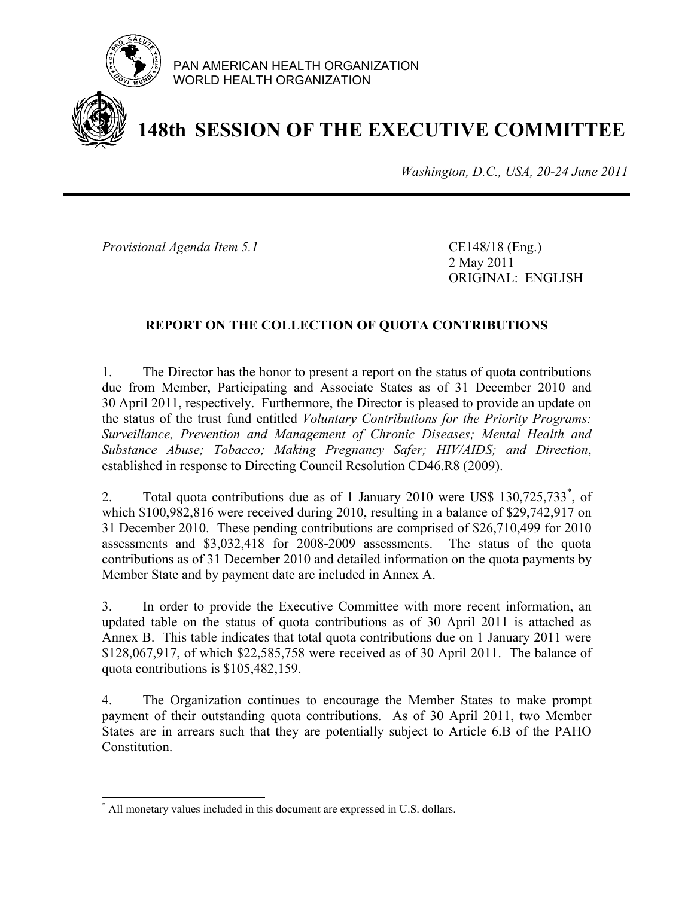PAN AMERICAN HEALTH ORGANIZATION
WORLD HEALTH ORGANIZATION

# 148th SESSION OF THE EXECUTIVE COMMITTEE

*Washington, D.C., USA, 20-24 June 2011*

---

*Provisional Agenda Item 5.1*

CE148/18 (Eng.)
2 May 2011
ORIGINAL: ENGLISH

## REPORT ON THE COLLECTION OF QUOTA CONTRIBUTIONS

1. The Director has the honor to present a report on the status of quota contributions due from Member, Participating and Associate States as of 31 December 2010 and 30 April 2011, respectively. Furthermore, the Director is pleased to provide an update on the status of the trust fund entitled *Voluntary Contributions for the Priority Programs: Surveillance, Prevention and Management of Chronic Diseases; Mental Health and Substance Abuse; Tobacco; Making Pregnancy Safer; HIV/AIDS; and Direction*, established in response to Directing Council Resolution CD46.R8 (2009).

2. Total quota contributions due as of 1 January 2010 were US$ 130,725,733[*], of which $100,982,816 were received during 2010, resulting in a balance of $29,742,917 on 31 December 2010. These pending contributions are comprised of $26,710,499 for 2010 assessments and $3,032,418 for 2008-2009 assessments. The status of the quota contributions as of 31 December 2010 and detailed information on the quota payments by Member State and by payment date are included in Annex A.

3. In order to provide the Executive Committee with more recent information, an updated table on the status of quota contributions as of 30 April 2011 is attached as Annex B. This table indicates that total quota contributions due on 1 January 2011 were $128,067,917, of which $22,585,758 were received as of 30 April 2011. The balance of quota contributions is $105,482,159.

4. The Organization continues to encourage the Member States to make prompt payment of their outstanding quota contributions. As of 30 April 2011, two Member States are in arrears such that they are potentially subject to Article 6.B of the PAHO Constitution.

---

[*] All monetary values included in this document are expressed in U.S. dollars.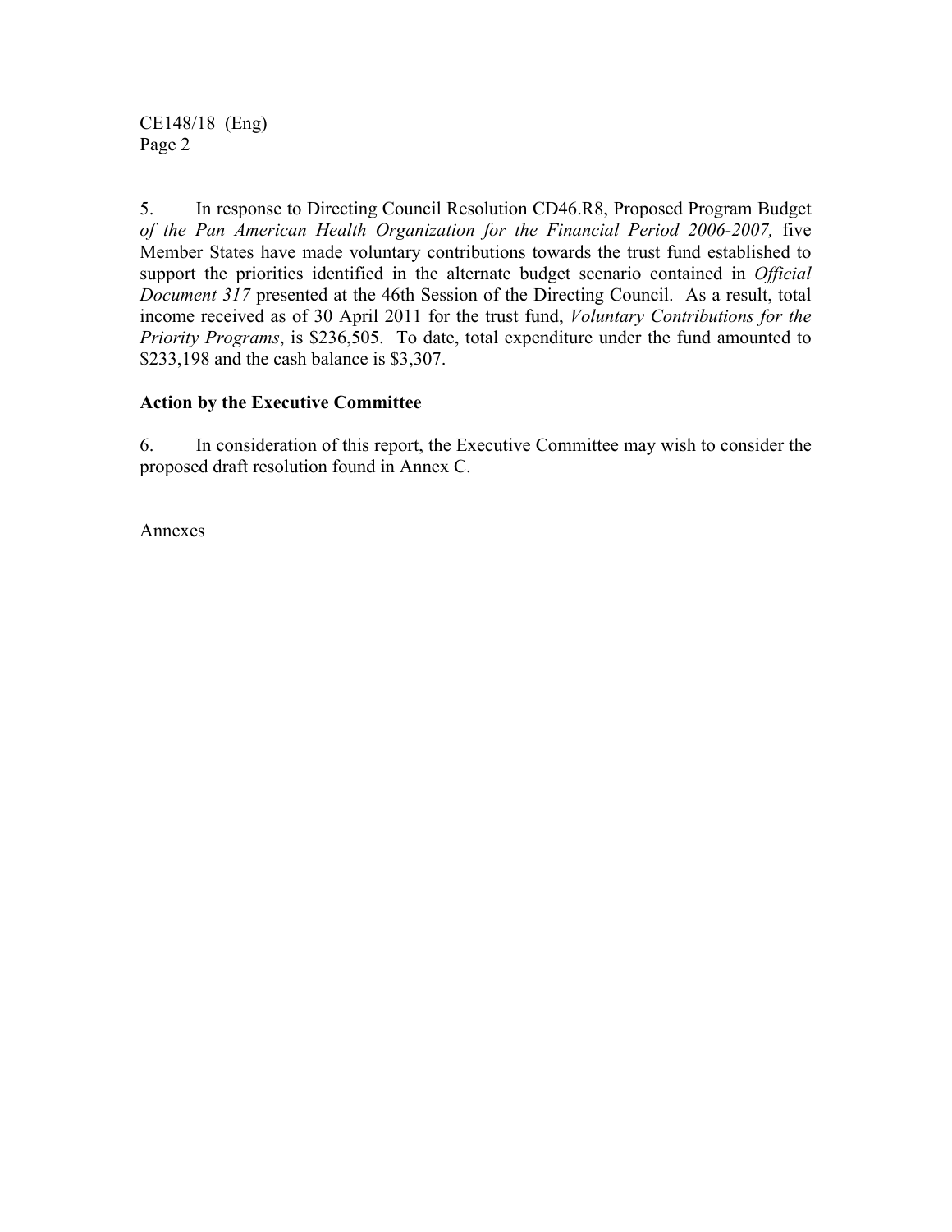5. In response to Directing Council Resolution CD46.R8, Proposed Program Budget *of the Pan American Health Organization for the Financial Period 2006-2007,* five Member States have made voluntary contributions towards the trust fund established to support the priorities identified in the alternate budget scenario contained in *Official Document 317* presented at the 46th Session of the Directing Council. As a result, total income received as of 30 April 2011 for the trust fund, *Voluntary Contributions for the Priority Programs*, is $236,505. To date, total expenditure under the fund amounted to $233,198 and the cash balance is $3,307.

**Action by the Executive Committee**

6. In consideration of this report, the Executive Committee may wish to consider the proposed draft resolution found in Annex C.

Annexes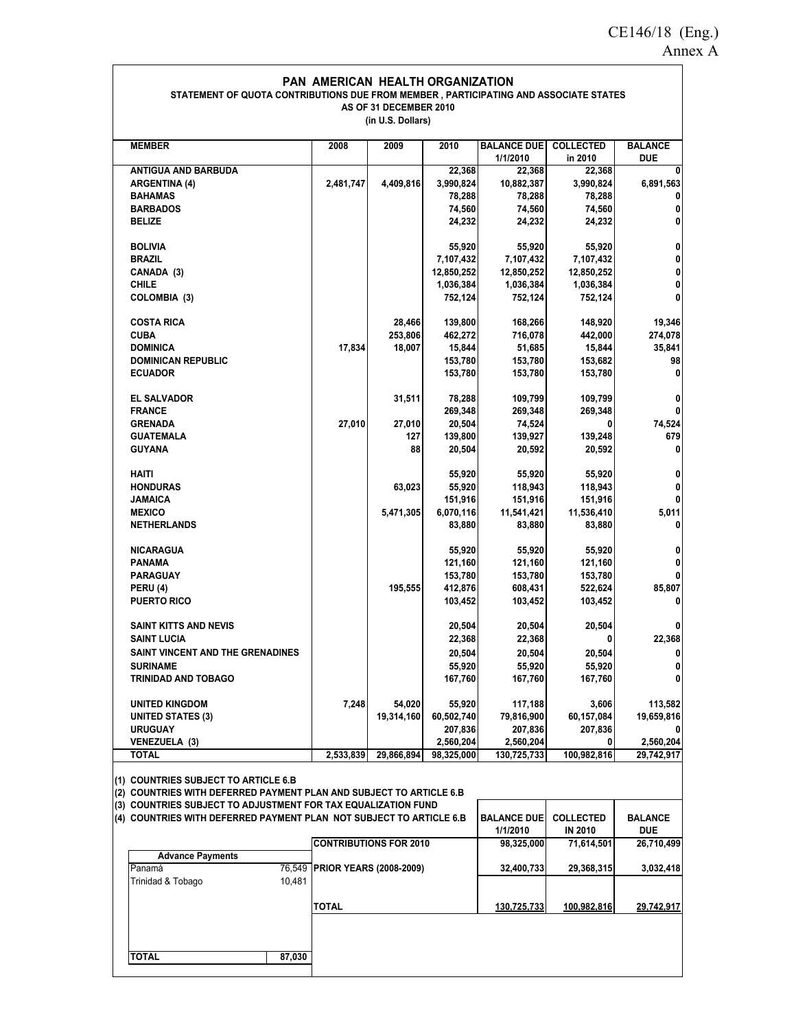Annex A

# PAN AMERICAN HEALTH ORGANIZATION

## STATEMENT OF QUOTA CONTRIBUTIONS DUE FROM MEMBER , PARTICIPATING AND ASSOCIATE STATES

**AS OF 31 DECEMBER 2010**

**(in U.S. Dollars)**

| MEMBER | 2008 | 2009 | 2010 | BALANCE DUE 1/1/2010 | COLLECTED in 2010 | BALANCE DUE |
|---|---|---|---|---|---|---|
| ANTIGUA AND BARBUDA | | | 22,368 | 22,368 | 22,368 | 0 |
| ARGENTINA (4) | 2,481,747 | 4,409,816 | 3,990,824 | 10,882,387 | 3,990,824 | 6,891,563 |
| BAHAMAS | | | 78,288 | 78,288 | 78,288 | 0 |
| BARBADOS | | | 74,560 | 74,560 | 74,560 | 0 |
| BELIZE | | | 24,232 | 24,232 | 24,232 | 0 |
| BOLIVIA | | | 55,920 | 55,920 | 55,920 | 0 |
| BRAZIL | | | 7,107,432 | 7,107,432 | 7,107,432 | 0 |
| CANADA (3) | | | 12,850,252 | 12,850,252 | 12,850,252 | 0 |
| CHILE | | | 1,036,384 | 1,036,384 | 1,036,384 | 0 |
| COLOMBIA (3) | | | 752,124 | 752,124 | 752,124 | 0 |
| COSTA RICA | | 28,466 | 139,800 | 168,266 | 148,920 | 19,346 |
| CUBA | | 253,806 | 462,272 | 716,078 | 442,000 | 274,078 |
| DOMINICA | 17,834 | 18,007 | 15,844 | 51,685 | 15,844 | 35,841 |
| DOMINICAN REPUBLIC | | | 153,780 | 153,780 | 153,682 | 98 |
| ECUADOR | | | 153,780 | 153,780 | 153,780 | 0 |
| EL SALVADOR | | 31,511 | 78,288 | 109,799 | 109,799 | 0 |
| FRANCE | | | 269,348 | 269,348 | 269,348 | 0 |
| GRENADA | 27,010 | 27,010 | 20,504 | 74,524 | 0 | 74,524 |
| GUATEMALA | | 127 | 139,800 | 139,927 | 139,248 | 679 |
| GUYANA | | 88 | 20,504 | 20,592 | 20,592 | 0 |
| HAITI | | | 55,920 | 55,920 | 55,920 | 0 |
| HONDURAS | | 63,023 | 55,920 | 118,943 | 118,943 | 0 |
| JAMAICA | | | 151,916 | 151,916 | 151,916 | 0 |
| MEXICO | | 5,471,305 | 6,070,116 | 11,541,421 | 11,536,410 | 5,011 |
| NETHERLANDS | | | 83,880 | 83,880 | 83,880 | 0 |
| NICARAGUA | | | 55,920 | 55,920 | 55,920 | 0 |
| PANAMA | | | 121,160 | 121,160 | 121,160 | 0 |
| PARAGUAY | | | 153,780 | 153,780 | 153,780 | 0 |
| PERU (4) | | 195,555 | 412,876 | 608,431 | 522,624 | 85,807 |
| PUERTO RICO | | | 103,452 | 103,452 | 103,452 | 0 |
| SAINT KITTS AND NEVIS | | | 20,504 | 20,504 | 20,504 | 0 |
| SAINT LUCIA | | | 22,368 | 22,368 | 0 | 22,368 |
| SAINT VINCENT AND THE GRENADINES | | | 20,504 | 20,504 | 20,504 | 0 |
| SURINAME | | | 55,920 | 55,920 | 55,920 | 0 |
| TRINIDAD AND TOBAGO | | | 167,760 | 167,760 | 167,760 | 0 |
| UNITED KINGDOM | 7,248 | 54,020 | 55,920 | 117,188 | 3,606 | 113,582 |
| UNITED STATES (3) | | 19,314,160 | 60,502,740 | 79,816,900 | 60,157,084 | 19,659,816 |
| URUGUAY | | | 207,836 | 207,836 | 207,836 | 0 |
| VENEZUELA (3) | | | 2,560,204 | 2,560,204 | 0 | 2,560,204 |
| TOTAL | 2,533,839 | 29,866,894 | 98,325,000 | 130,725,733 | 100,982,816 | 29,742,917 |

(1) COUNTRIES SUBJECT TO ARTICLE 6.B
(2) COUNTRIES WITH DEFERRED PAYMENT PLAN AND SUBJECT TO ARTICLE 6.B
(3) COUNTRIES SUBJECT TO ADJUSTMENT FOR TAX EQUALIZATION FUND
(4) COUNTRIES WITH DEFERRED PAYMENT PLAN NOT SUBJECT TO ARTICLE 6.B

| | BALANCE DUE 1/1/2010 | COLLECTED IN 2010 | BALANCE DUE |
|---|---|---|---|
| CONTRIBUTIONS FOR 2010 | 98,325,000 | 71,614,501 | 26,710,499 |
| PRIOR YEARS (2008-2009) | 32,400,733 | 29,368,315 | 3,032,418 |
| TOTAL | 130,725,733 | 100,982,816 | 29,742,917 |

| Advance Payments | |
|---|---|
| Panamá | 76,549 |
| Trinidad & Tobago | 10,481 |
| TOTAL | 87,030 |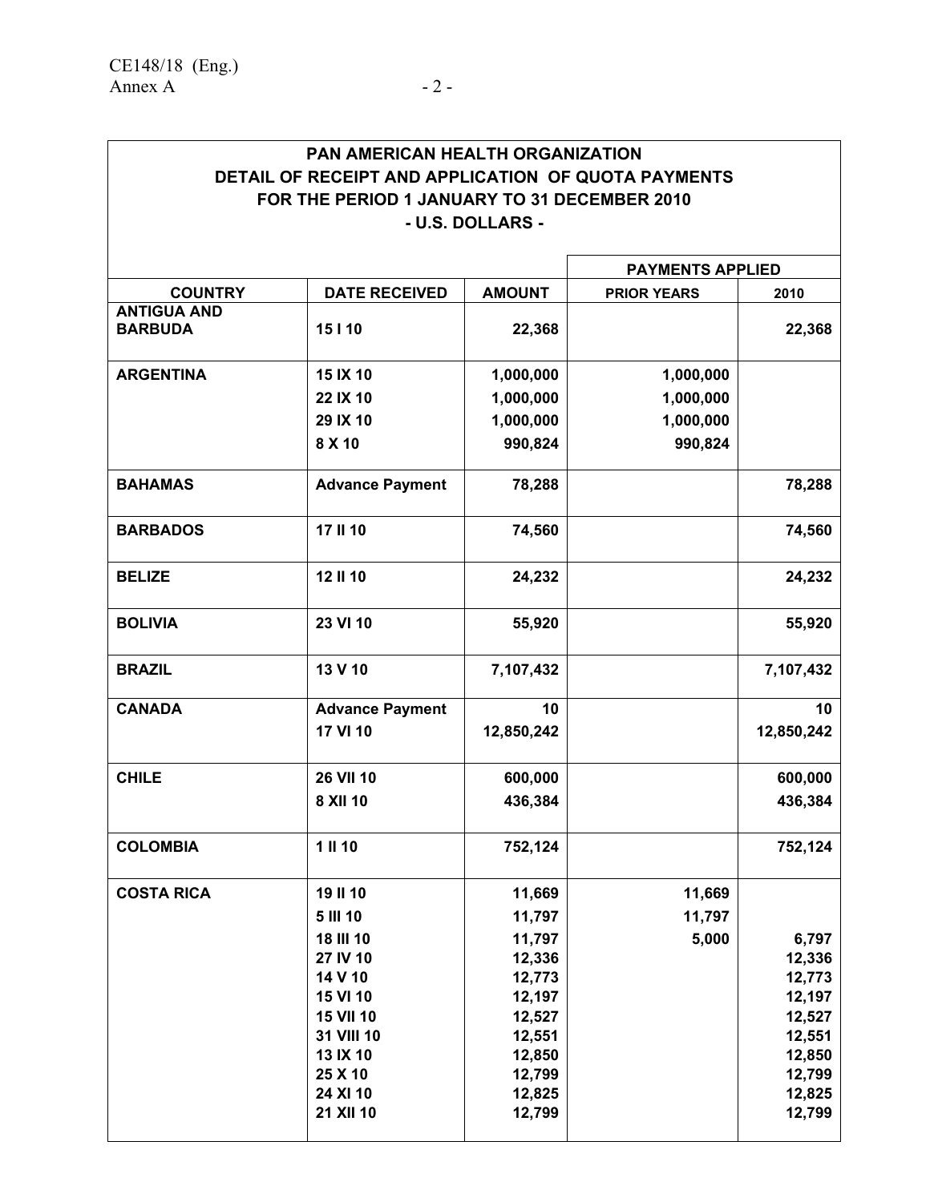| PAN AMERICAN HEALTH ORGANIZATION<br>DETAIL OF RECEIPT AND APPLICATION OF QUOTA PAYMENTS<br>FOR THE PERIOD 1 JANUARY TO 31 DECEMBER 2010<br>- U.S. DOLLARS - | | | | |
|---|---|---|---|---|
| | | | **PAYMENTS APPLIED** | |
| **COUNTRY** | **DATE RECEIVED** | **AMOUNT** | **PRIOR YEARS** | **2010** |
| **ANTIGUA AND BARBUDA** | **15 I 10** | **22,368** | | **22,368** |
| **ARGENTINA** | **15 IX 10** | **1,000,000** | **1,000,000** | |
| | **22 IX 10** | **1,000,000** | **1,000,000** | |
| | **29 IX 10** | **1,000,000** | **1,000,000** | |
| | **8 X 10** | **990,824** | **990,824** | |
| **BAHAMAS** | **Advance Payment** | **78,288** | | **78,288** |
| **BARBADOS** | **17 II 10** | **74,560** | | **74,560** |
| **BELIZE** | **12 II 10** | **24,232** | | **24,232** |
| **BOLIVIA** | **23 VI 10** | **55,920** | | **55,920** |
| **BRAZIL** | **13 V 10** | **7,107,432** | | **7,107,432** |
| **CANADA** | **Advance Payment** | **10** | | **10** |
| | **17 VI 10** | **12,850,242** | | **12,850,242** |
| **CHILE** | **26 VII 10** | **600,000** | | **600,000** |
| | **8 XII 10** | **436,384** | | **436,384** |
| **COLOMBIA** | **1 II 10** | **752,124** | | **752,124** |
| **COSTA RICA** | **19 II 10** | **11,669** | **11,669** | |
| | **5 III 10** | **11,797** | **11,797** | |
| | **18 III 10** | **11,797** | **5,000** | **6,797** |
| | **27 IV 10** | **12,336** | | **12,336** |
| | **14 V 10** | **12,773** | | **12,773** |
| | **15 VI 10** | **12,197** | | **12,197** |
| | **15 VII 10** | **12,527** | | **12,527** |
| | **31 VIII 10** | **12,551** | | **12,551** |
| | **13 IX 10** | **12,850** | | **12,850** |
| | **25 X 10** | **12,799** | | **12,799** |
| | **24 XI 10** | **12,825** | | **12,825** |
| | **21 XII 10** | **12,799** | | **12,799** |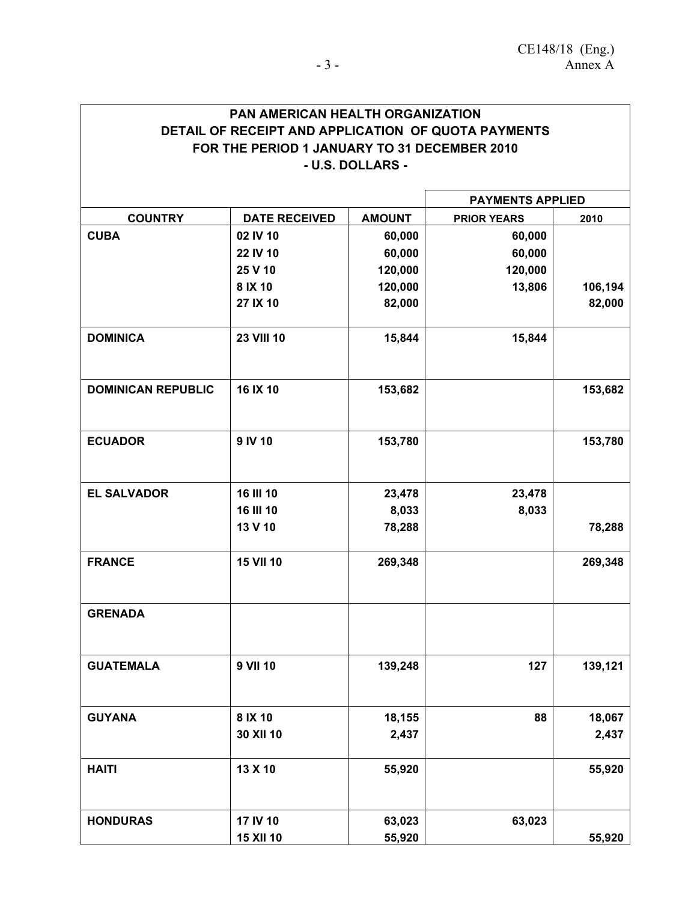| PAN AMERICAN HEALTH ORGANIZATION<br>DETAIL OF RECEIPT AND APPLICATION OF QUOTA PAYMENTS<br>FOR THE PERIOD 1 JANUARY TO 31 DECEMBER 2010<br>- U.S. DOLLARS - | | | | |
|---|---|---|---|---|
| | | | PAYMENTS APPLIED | |
| COUNTRY | DATE RECEIVED | AMOUNT | PRIOR YEARS | 2010 |
| CUBA | 02 IV 10 | 60,000 | 60,000 | |
| | 22 IV 10 | 60,000 | 60,000 | |
| | 25 V 10 | 120,000 | 120,000 | |
| | 8 IX 10 | 120,000 | 13,806 | 106,194 |
| | 27 IX 10 | 82,000 | | 82,000 |
| DOMINICA | 23 VIII 10 | 15,844 | 15,844 | |
| DOMINICAN REPUBLIC | 16 IX 10 | 153,682 | | 153,682 |
| ECUADOR | 9 IV 10 | 153,780 | | 153,780 |
| EL SALVADOR | 16 III 10 | 23,478 | 23,478 | |
| | 16 III 10 | 8,033 | 8,033 | |
| | 13 V 10 | 78,288 | | 78,288 |
| FRANCE | 15 VII 10 | 269,348 | | 269,348 |
| GRENADA | | | | |
| GUATEMALA | 9 VII 10 | 139,248 | 127 | 139,121 |
| GUYANA | 8 IX 10 | 18,155 | 88 | 18,067 |
| | 30 XII 10 | 2,437 | | 2,437 |
| HAITI | 13 X 10 | 55,920 | | 55,920 |
| HONDURAS | 17 IV 10 | 63,023 | 63,023 | |
| | 15 XII 10 | 55,920 | | 55,920 |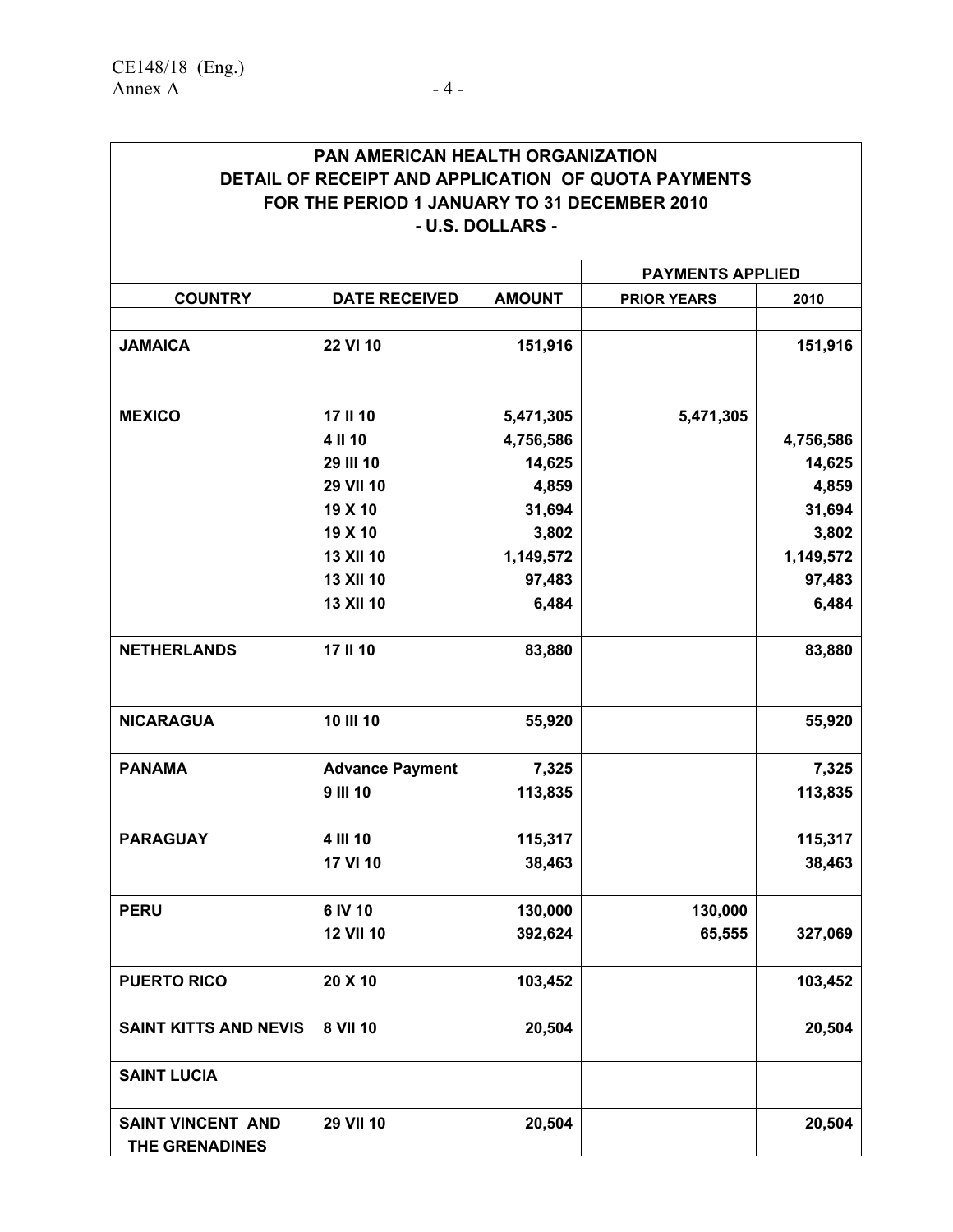**PAN AMERICAN HEALTH ORGANIZATION**
**DETAIL OF RECEIPT AND APPLICATION OF QUOTA PAYMENTS**
**FOR THE PERIOD 1 JANUARY TO 31 DECEMBER 2010**
**- U.S. DOLLARS -**

| | | | PAYMENTS APPLIED | |
|---|---|---|---|---|
| **COUNTRY** | **DATE RECEIVED** | **AMOUNT** | **PRIOR YEARS** | **2010** |
| **JAMAICA** | 22 VI 10 | 151,916 | | 151,916 |
| **MEXICO** | 17 II 10 | 5,471,305 | 5,471,305 | |
| | 4 II 10 | 4,756,586 | | 4,756,586 |
| | 29 III 10 | 14,625 | | 14,625 |
| | 29 VII 10 | 4,859 | | 4,859 |
| | 19 X 10 | 31,694 | | 31,694 |
| | 19 X 10 | 3,802 | | 3,802 |
| | 13 XII 10 | 1,149,572 | | 1,149,572 |
| | 13 XII 10 | 97,483 | | 97,483 |
| | 13 XII 10 | 6,484 | | 6,484 |
| **NETHERLANDS** | 17 II 10 | 83,880 | | 83,880 |
| **NICARAGUA** | 10 III 10 | 55,920 | | 55,920 |
| **PANAMA** | Advance Payment | 7,325 | | 7,325 |
| | 9 III 10 | 113,835 | | 113,835 |
| **PARAGUAY** | 4 III 10 | 115,317 | | 115,317 |
| | 17 VI 10 | 38,463 | | 38,463 |
| **PERU** | 6 IV 10 | 130,000 | 130,000 | |
| | 12 VII 10 | 392,624 | 65,555 | 327,069 |
| **PUERTO RICO** | 20 X 10 | 103,452 | | 103,452 |
| **SAINT KITTS AND NEVIS** | 8 VII 10 | 20,504 | | 20,504 |
| **SAINT LUCIA** | | | | |
| **SAINT VINCENT AND THE GRENADINES** | 29 VII 10 | 20,504 | | 20,504 |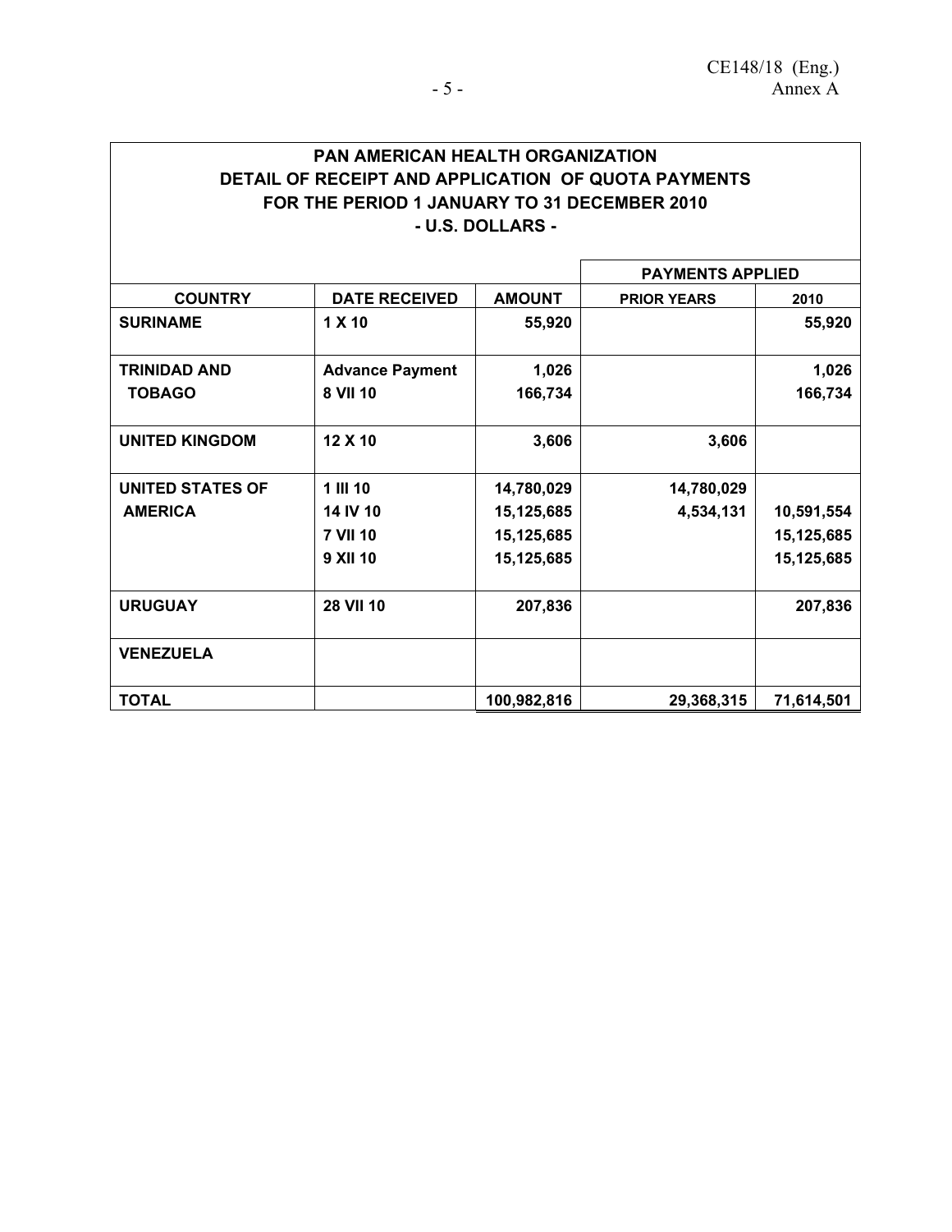**PAN AMERICAN HEALTH ORGANIZATION**
**DETAIL OF RECEIPT AND APPLICATION OF QUOTA PAYMENTS**
**FOR THE PERIOD 1 JANUARY TO 31 DECEMBER 2010**
**- U.S. DOLLARS -**

| | | | PAYMENTS APPLIED | |
|---|---|---|---|---|
| **COUNTRY** | **DATE RECEIVED** | **AMOUNT** | **PRIOR YEARS** | **2010** |
| **SURINAME** | 1 X 10 | 55,920 | | 55,920 |
| **TRINIDAD AND TOBAGO** | Advance Payment | 1,026 | | 1,026 |
| | 8 VII 10 | 166,734 | | 166,734 |
| **UNITED KINGDOM** | 12 X 10 | 3,606 | 3,606 | |
| **UNITED STATES OF AMERICA** | 1 III 10 | 14,780,029 | 14,780,029 | |
| | 14 IV 10 | 15,125,685 | 4,534,131 | 10,591,554 |
| | 7 VII 10 | 15,125,685 | | 15,125,685 |
| | 9 XII 10 | 15,125,685 | | 15,125,685 |
| **URUGUAY** | 28 VII 10 | 207,836 | | 207,836 |
| **VENEZUELA** | | | | |
| **TOTAL** | | 100,982,816 | 29,368,315 | 71,614,501 |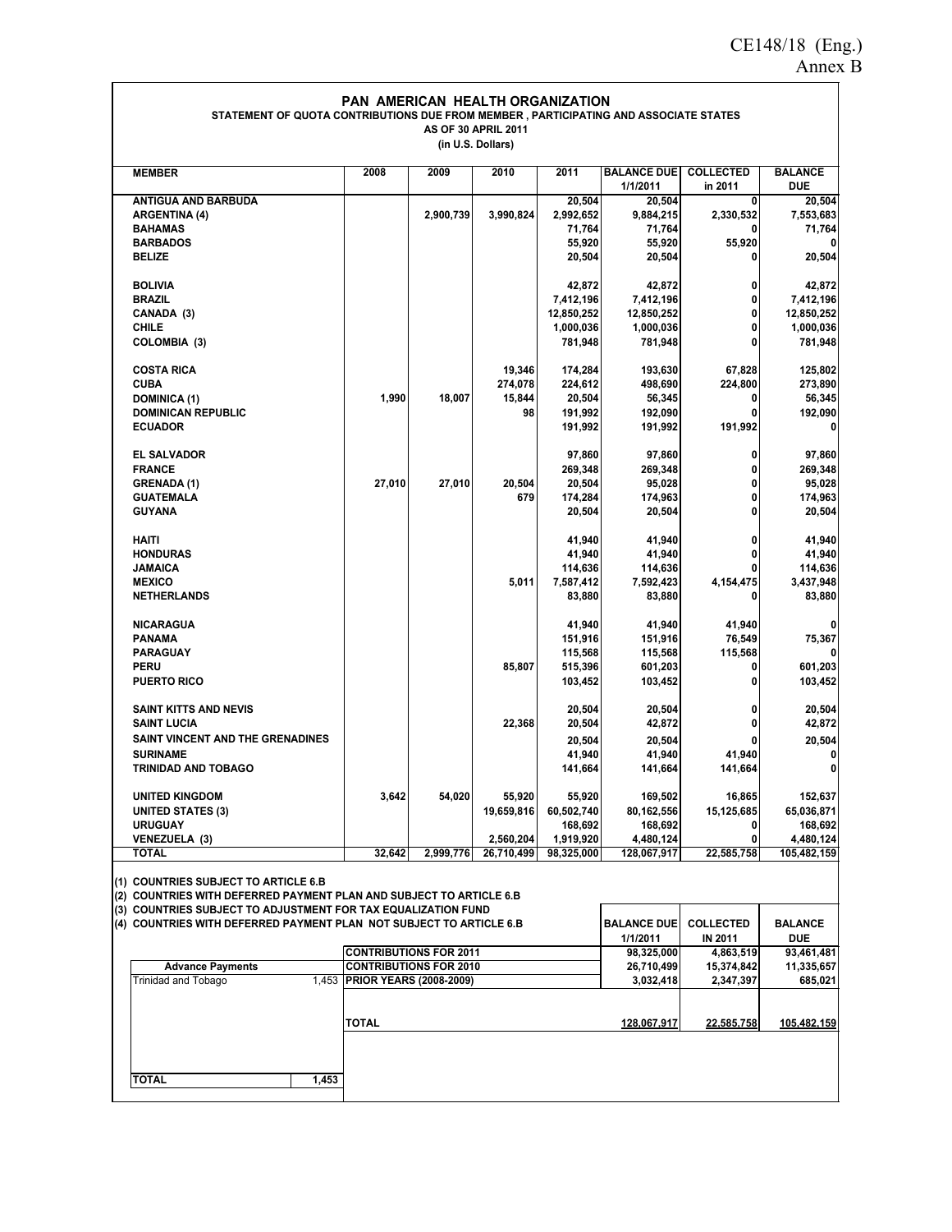CE148/18 (Eng.)
Annex B

# PAN AMERICAN HEALTH ORGANIZATION

**STATEMENT OF QUOTA CONTRIBUTIONS DUE FROM MEMBER , PARTICIPATING AND ASSOCIATE STATES**
**AS OF 30 APRIL 2011**
**(in U.S. Dollars)**

| MEMBER | 2008 | 2009 | 2010 | 2011 | BALANCE DUE 1/1/2011 | COLLECTED in 2011 | BALANCE DUE |
|---|---|---|---|---|---|---|---|
| ANTIGUA AND BARBUDA | | | | 20,504 | 20,504 | 0 | 20,504 |
| ARGENTINA (4) | | 2,900,739 | 3,990,824 | 2,992,652 | 9,884,215 | 2,330,532 | 7,553,683 |
| BAHAMAS | | | | 71,764 | 71,764 | 0 | 71,764 |
| BARBADOS | | | | 55,920 | 55,920 | 55,920 | 0 |
| BELIZE | | | | 20,504 | 20,504 | 0 | 20,504 |
| BOLIVIA | | | | 42,872 | 42,872 | 0 | 42,872 |
| BRAZIL | | | | 7,412,196 | 7,412,196 | 0 | 7,412,196 |
| CANADA (3) | | | | 12,850,252 | 12,850,252 | 0 | 12,850,252 |
| CHILE | | | | 1,000,036 | 1,000,036 | 0 | 1,000,036 |
| COLOMBIA (3) | | | | 781,948 | 781,948 | 0 | 781,948 |
| COSTA RICA | | | 19,346 | 174,284 | 193,630 | 67,828 | 125,802 |
| CUBA | | | 274,078 | 224,612 | 498,690 | 224,800 | 273,890 |
| DOMINICA (1) | 1,990 | 18,007 | 15,844 | 20,504 | 56,345 | 0 | 56,345 |
| DOMINICAN REPUBLIC | | | 98 | 191,992 | 192,090 | 0 | 192,090 |
| ECUADOR | | | | 191,992 | 191,992 | 191,992 | 0 |
| EL SALVADOR | | | | 97,860 | 97,860 | 0 | 97,860 |
| FRANCE | | | | 269,348 | 269,348 | 0 | 269,348 |
| GRENADA (1) | 27,010 | 27,010 | 20,504 | 20,504 | 95,028 | 0 | 95,028 |
| GUATEMALA | | | 679 | 174,284 | 174,963 | 0 | 174,963 |
| GUYANA | | | | 20,504 | 20,504 | 0 | 20,504 |
| HAITI | | | | 41,940 | 41,940 | 0 | 41,940 |
| HONDURAS | | | | 41,940 | 41,940 | 0 | 41,940 |
| JAMAICA | | | | 114,636 | 114,636 | 0 | 114,636 |
| MEXICO | | | 5,011 | 7,587,412 | 7,592,423 | 4,154,475 | 3,437,948 |
| NETHERLANDS | | | | 83,880 | 83,880 | 0 | 83,880 |
| NICARAGUA | | | | 41,940 | 41,940 | 41,940 | 0 |
| PANAMA | | | | 151,916 | 151,916 | 76,549 | 75,367 |
| PARAGUAY | | | | 115,568 | 115,568 | 115,568 | 0 |
| PERU | | | 85,807 | 515,396 | 601,203 | 0 | 601,203 |
| PUERTO RICO | | | | 103,452 | 103,452 | 0 | 103,452 |
| SAINT KITTS AND NEVIS | | | | 20,504 | 20,504 | 0 | 20,504 |
| SAINT LUCIA | | | 22,368 | 20,504 | 42,872 | 0 | 42,872 |
| SAINT VINCENT AND THE GRENADINES | | | | 20,504 | 20,504 | 0 | 20,504 |
| SURINAME | | | | 41,940 | 41,940 | 41,940 | 0 |
| TRINIDAD AND TOBAGO | | | | 141,664 | 141,664 | 141,664 | 0 |
| UNITED KINGDOM | 3,642 | 54,020 | 55,920 | 55,920 | 169,502 | 16,865 | 152,637 |
| UNITED STATES (3) | | | 19,659,816 | 60,502,740 | 80,162,556 | 15,125,685 | 65,036,871 |
| URUGUAY | | | | 168,692 | 168,692 | 0 | 168,692 |
| VENEZUELA (3) | | | 2,560,204 | 1,919,920 | 4,480,124 | 0 | 4,480,124 |
| **TOTAL** | **32,642** | **2,999,776** | **26,710,499** | **98,325,000** | **128,067,917** | **22,585,758** | **105,482,159** |

(1) COUNTRIES SUBJECT TO ARTICLE 6.B
(2) COUNTRIES WITH DEFERRED PAYMENT PLAN AND SUBJECT TO ARTICLE 6.B
(3) COUNTRIES SUBJECT TO ADJUSTMENT FOR TAX EQUALIZATION FUND
(4) COUNTRIES WITH DEFERRED PAYMENT PLAN NOT SUBJECT TO ARTICLE 6.B

| | BALANCE DUE 1/1/2011 | COLLECTED IN 2011 | BALANCE DUE |
|---|---|---|---|
| CONTRIBUTIONS FOR 2011 | 98,325,000 | 4,863,519 | 93,461,481 |
| CONTRIBUTIONS FOR 2010 | 26,710,499 | 15,374,842 | 11,335,657 |
| PRIOR YEARS (2008-2009) | 3,032,418 | 2,347,397 | 685,021 |
| TOTAL | 128,067,917 | 22,585,758 | 105,482,159 |

| Advance Payments | |
|---|---|
| Trinidad and Tobago | 1,453 |
| **TOTAL** | **1,453** |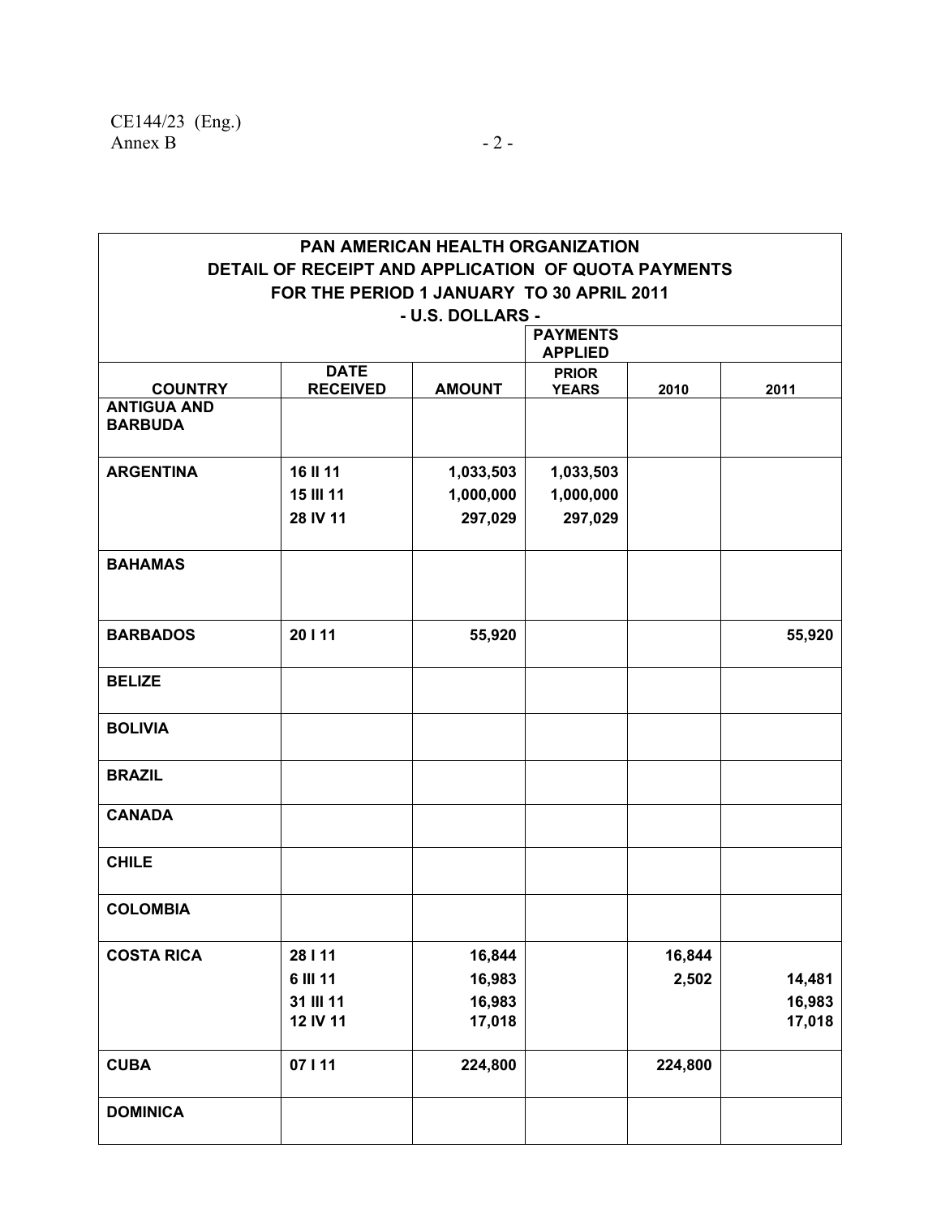| PAN AMERICAN HEALTH ORGANIZATION<br>DETAIL OF RECEIPT AND APPLICATION OF QUOTA PAYMENTS<br>FOR THE PERIOD 1 JANUARY TO 30 APRIL 2011<br>- U.S. DOLLARS - | | | | | |
|---|---|---|---|---|---|
| | | | PAYMENTS APPLIED | | |
| COUNTRY | DATE RECEIVED | AMOUNT | PRIOR YEARS | 2010 | 2011 |
| ANTIGUA AND BARBUDA | | | | | |
| ARGENTINA | 16 II 11 | 1,033,503 | 1,033,503 | | |
| | 15 III 11 | 1,000,000 | 1,000,000 | | |
| | 28 IV 11 | 297,029 | 297,029 | | |
| BAHAMAS | | | | | |
| BARBADOS | 20 I 11 | 55,920 | | | 55,920 |
| BELIZE | | | | | |
| BOLIVIA | | | | | |
| BRAZIL | | | | | |
| CANADA | | | | | |
| CHILE | | | | | |
| COLOMBIA | | | | | |
| COSTA RICA | 28 I 11 | 16,844 | | 16,844 | |
| | 6 III 11 | 16,983 | | 2,502 | 14,481 |
| | 31 III 11 | 16,983 | | | 16,983 |
| | 12 IV 11 | 17,018 | | | 17,018 |
| CUBA | 07 I 11 | 224,800 | | 224,800 | |
| DOMINICA | | | | | |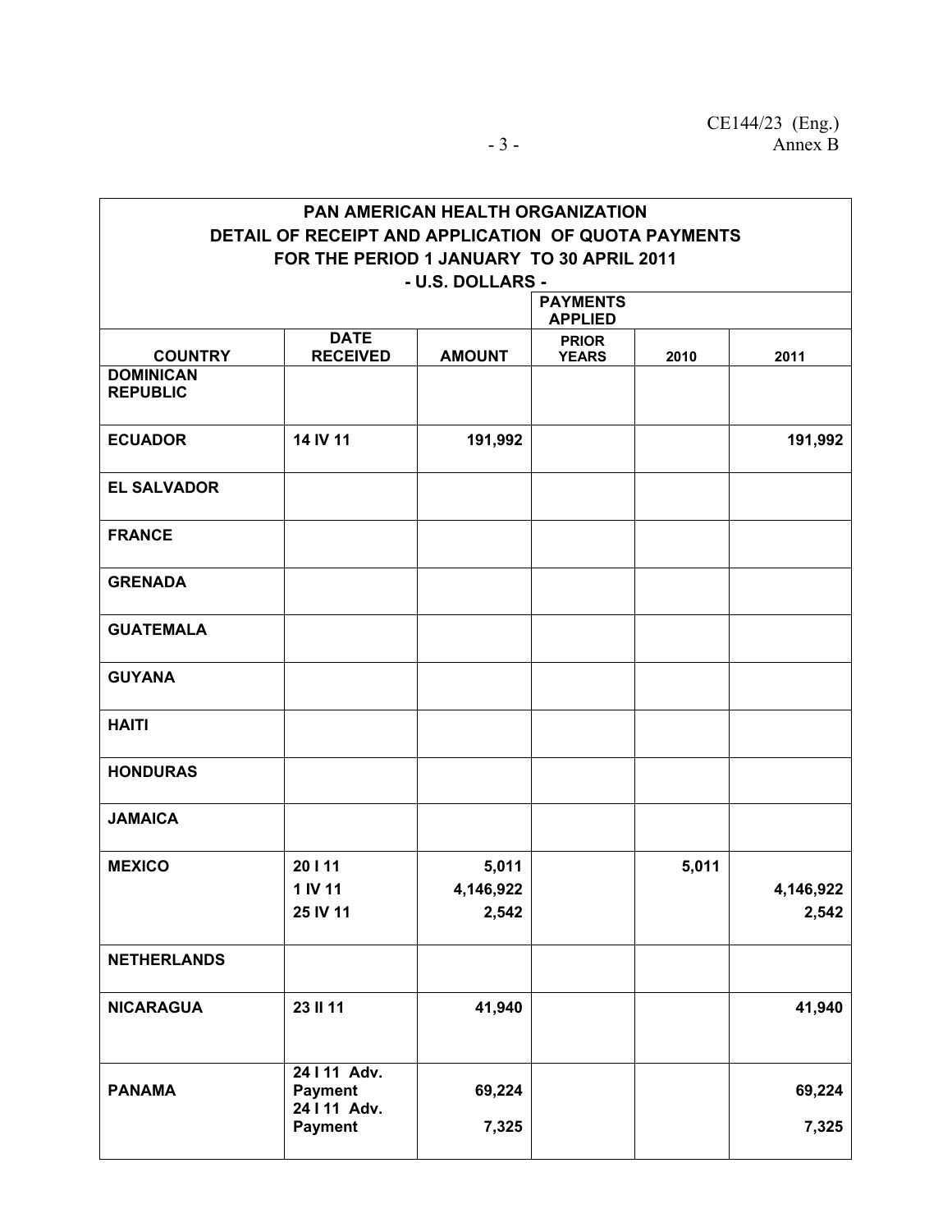| PAN AMERICAN HEALTH ORGANIZATION<br>DETAIL OF RECEIPT AND APPLICATION OF QUOTA PAYMENTS<br>FOR THE PERIOD 1 JANUARY TO 30 APRIL 2011<br>- U.S. DOLLARS - | | | | | |
|---|---|---|---|---|---|
| | | | PAYMENTS APPLIED | | |
| **COUNTRY** | **DATE RECEIVED** | **AMOUNT** | **PRIOR YEARS** | **2010** | **2011** |
| **DOMINICAN REPUBLIC** | | | | | |
| **ECUADOR** | 14 IV 11 | 191,992 | | | 191,992 |
| **EL SALVADOR** | | | | | |
| **FRANCE** | | | | | |
| **GRENADA** | | | | | |
| **GUATEMALA** | | | | | |
| **GUYANA** | | | | | |
| **HAITI** | | | | | |
| **HONDURAS** | | | | | |
| **JAMAICA** | | | | | |
| **MEXICO** | 20 I 11 | 5,011 | | 5,011 | |
| | 1 IV 11 | 4,146,922 | | | 4,146,922 |
| | 25 IV 11 | 2,542 | | | 2,542 |
| **NETHERLANDS** | | | | | |
| **NICARAGUA** | 23 II 11 | 41,940 | | | 41,940 |
| **PANAMA** | 24 I 11 Adv. Payment | 69,224 | | | 69,224 |
| | 24 I 11 Adv. Payment | 7,325 | | | 7,325 |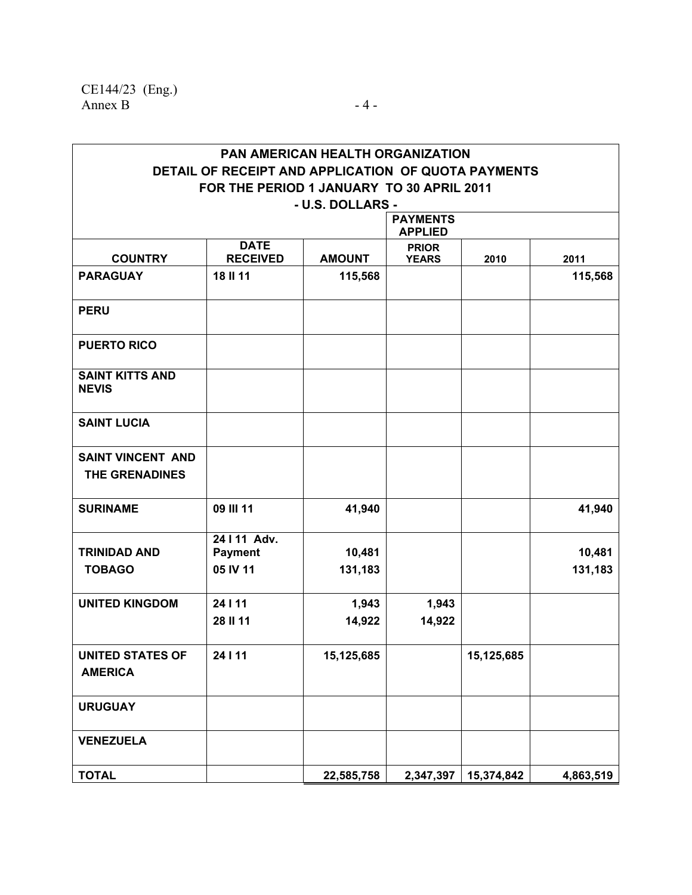**PAN AMERICAN HEALTH ORGANIZATION**
**DETAIL OF RECEIPT AND APPLICATION OF QUOTA PAYMENTS**
**FOR THE PERIOD 1 JANUARY TO 30 APRIL 2011**
**- U.S. DOLLARS -**

| COUNTRY | DATE RECEIVED | AMOUNT | PAYMENTS APPLIED PRIOR YEARS | 2010 | 2011 |
|---|---|---|---|---|---|
| PARAGUAY | 18 II 11 | 115,568 | | | 115,568 |
| PERU | | | | | |
| PUERTO RICO | | | | | |
| SAINT KITTS AND NEVIS | | | | | |
| SAINT LUCIA | | | | | |
| SAINT VINCENT AND THE GRENADINES | | | | | |
| SURINAME | 09 III 11 | 41,940 | | | 41,940 |
| TRINIDAD AND TOBAGO | 24 I 11 Adv. Payment | 10,481 | | | 10,481 |
| | 05 IV 11 | 131,183 | | | 131,183 |
| UNITED KINGDOM | 24 I 11 | 1,943 | 1,943 | | |
| | 28 II 11 | 14,922 | 14,922 | | |
| UNITED STATES OF AMERICA | 24 I 11 | 15,125,685 | | 15,125,685 | |
| URUGUAY | | | | | |
| VENEZUELA | | | | | |
| TOTAL | | 22,585,758 | 2,347,397 | 15,374,842 | 4,863,519 |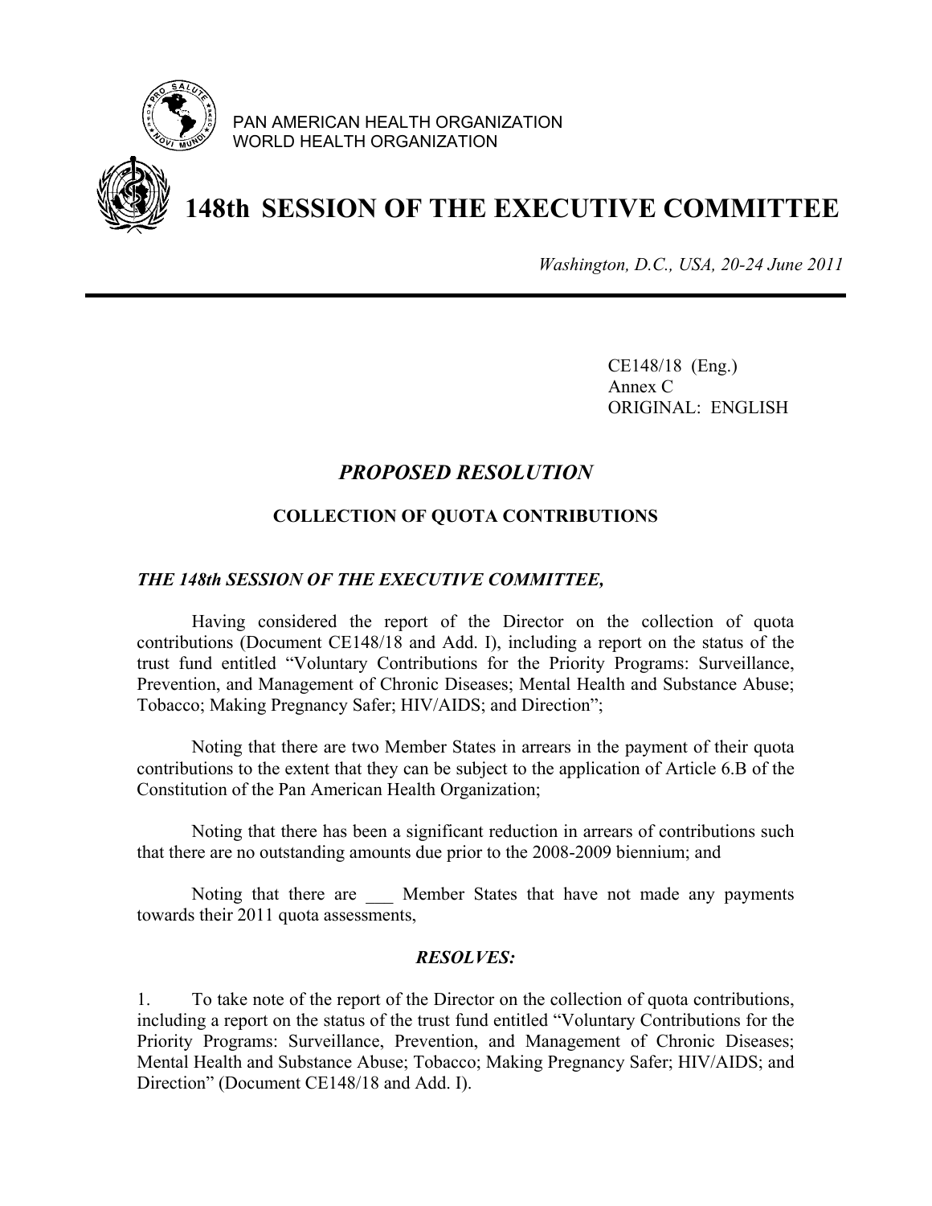PAN AMERICAN HEALTH ORGANIZATION
WORLD HEALTH ORGANIZATION

# 148th SESSION OF THE EXECUTIVE COMMITTEE

*Washington, D.C., USA, 20-24 June 2011*

CE148/18 (Eng.)
Annex C
ORIGINAL: ENGLISH

## *PROPOSED RESOLUTION*

### COLLECTION OF QUOTA CONTRIBUTIONS

***THE 148th SESSION OF THE EXECUTIVE COMMITTEE,***

Having considered the report of the Director on the collection of quota contributions (Document CE148/18 and Add. I), including a report on the status of the trust fund entitled "Voluntary Contributions for the Priority Programs: Surveillance, Prevention, and Management of Chronic Diseases; Mental Health and Substance Abuse; Tobacco; Making Pregnancy Safer; HIV/AIDS; and Direction";

Noting that there are two Member States in arrears in the payment of their quota contributions to the extent that they can be subject to the application of Article 6.B of the Constitution of the Pan American Health Organization;

Noting that there has been a significant reduction in arrears of contributions such that there are no outstanding amounts due prior to the 2008-2009 biennium; and

Noting that there are ___ Member States that have not made any payments towards their 2011 quota assessments,

***RESOLVES:***

1. To take note of the report of the Director on the collection of quota contributions, including a report on the status of the trust fund entitled "Voluntary Contributions for the Priority Programs: Surveillance, Prevention, and Management of Chronic Diseases; Mental Health and Substance Abuse; Tobacco; Making Pregnancy Safer; HIV/AIDS; and Direction" (Document CE148/18 and Add. I).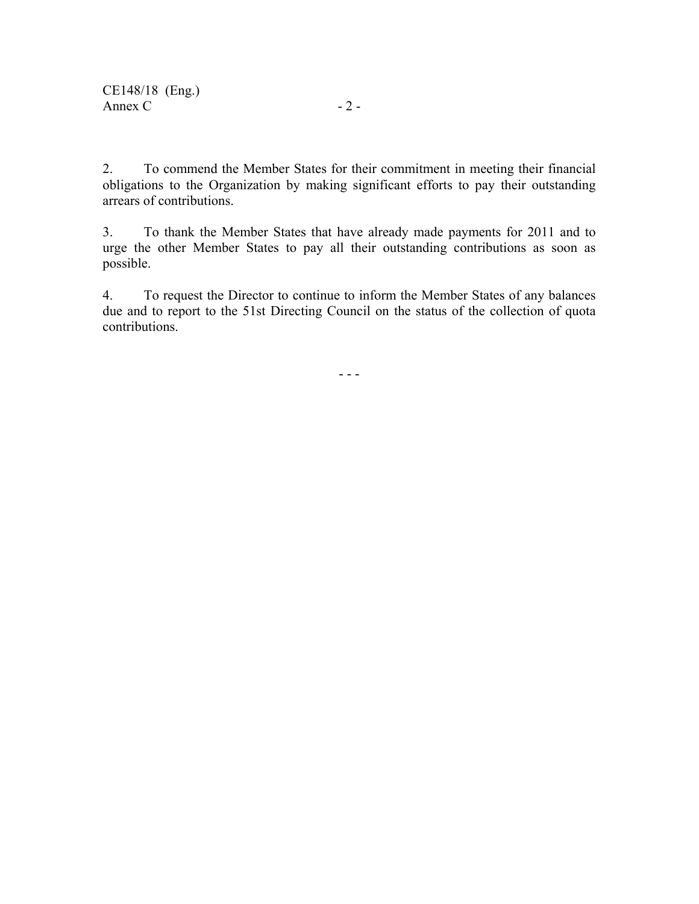2. To commend the Member States for their commitment in meeting their financial obligations to the Organization by making significant efforts to pay their outstanding arrears of contributions.

3. To thank the Member States that have already made payments for 2011 and to urge the other Member States to pay all their outstanding contributions as soon as possible.

4. To request the Director to continue to inform the Member States of any balances due and to report to the 51st Directing Council on the status of the collection of quota contributions.

- - -